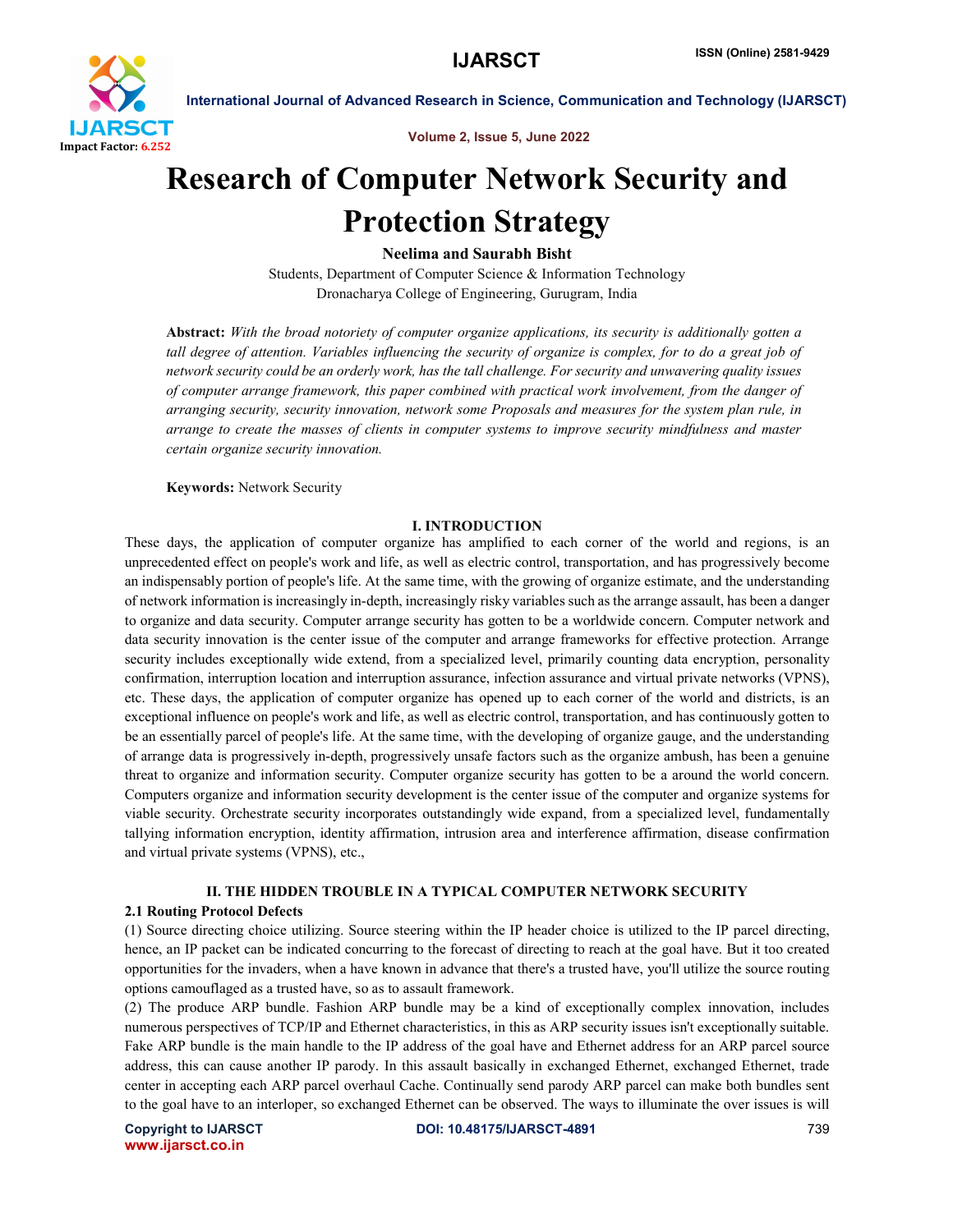# Research of Computer Network Security and Protection Strategy

**Neelima and Saurabh Bisht**

Students, Department of Computer Science & Information Technology

Dronacharya College of Engineering, Gurugram, India

**Abstract:** *With the broad notoriety of computer organize applications, its security is additionally gotten a tall degree of attention. Variables influencing the security of organize is complex, for to do a great job of network security could be an orderly work, has the tall challenge. For security and unwavering quality issues of computer arrange framework, this paper combined with practical work involvement, from the danger of arranging security, security innovation, network some Proposals and measures for the system plan rule, in arrange to create the masses of clients in computer systems to improve security mindfulness and master certain organize security innovation.*

**Keywords:** Network Security

## I. INTRODUCTION

These days, the application of computer organize has amplified to each corner of the world and regions, is an unprecedented effect on people's work and life, as well as electric control, transportation, and has progressively become an indispensably portion of people's life. At the same time, with the growing of organize estimate, and the understanding of network information is increasingly in-depth, increasingly risky variables such as the arrange assault, has been a danger to organize and data security. Computer arrange security has gotten to be a worldwide concern. Computer network and data security innovation is the center issue of the computer and arrange frameworks for effective protection. Arrange security includes exceptionally wide extend, from a specialized level, primarily counting data encryption, personality confirmation, interruption location and interruption assurance, infection assurance and virtual private networks (VPNS), etc. These days, the application of computer organize has opened up to each corner of the world and districts, is an exceptional influence on people's work and life, as well as electric control, transportation, and has continuously gotten to be an essentially parcel of people's life. At the same time, with the developing of organize gauge, and the understanding of arrange data is progressively in-depth, progressively unsafe factors such as the organize ambush, has been a genuine threat to organize and information security. Computer organize security has gotten to be a around the world concern. Computers organize and information security development is the center issue of the computer and organize systems for viable security. Orchestrate security incorporates outstandingly wide expand, from a specialized level, fundamentally tallying information encryption, identity affirmation, intrusion area and interference affirmation, disease confirmation and virtual private systems (VPNS), etc.,

## II. THE HIDDEN TROUBLE IN A TYPICAL COMPUTER NETWORK SECURITY

### 2.1 Routing Protocol Defects

(1) Source directing choice utilizing. Source steering within the IP header choice is utilized to the IP parcel directing, hence, an IP packet can be indicated concurring to the forecast of directing to reach at the goal have. But it too created opportunities for the invaders, when a have known in advance that there's a trusted have, you'll utilize the source routing options camouflaged as a trusted have, so as to assault framework.

(2) The produce ARP bundle. Fashion ARP bundle may be a kind of exceptionally complex innovation, includes numerous perspectives of TCP/IP and Ethernet characteristics, in this as ARP security issues isn't exceptionally suitable. Fake ARP bundle is the main handle to the IP address of the goal have and Ethernet address for an ARP parcel source address, this can cause another IP parody. In this assault basically in exchanged Ethernet, exchanged Ethernet, trade center in accepting each ARP parcel overhaul Cache. Continually send parody ARP parcel can make both bundles sent to the goal have to an interloper, so exchanged Ethernet can be observed. The ways to illuminate the over issues is will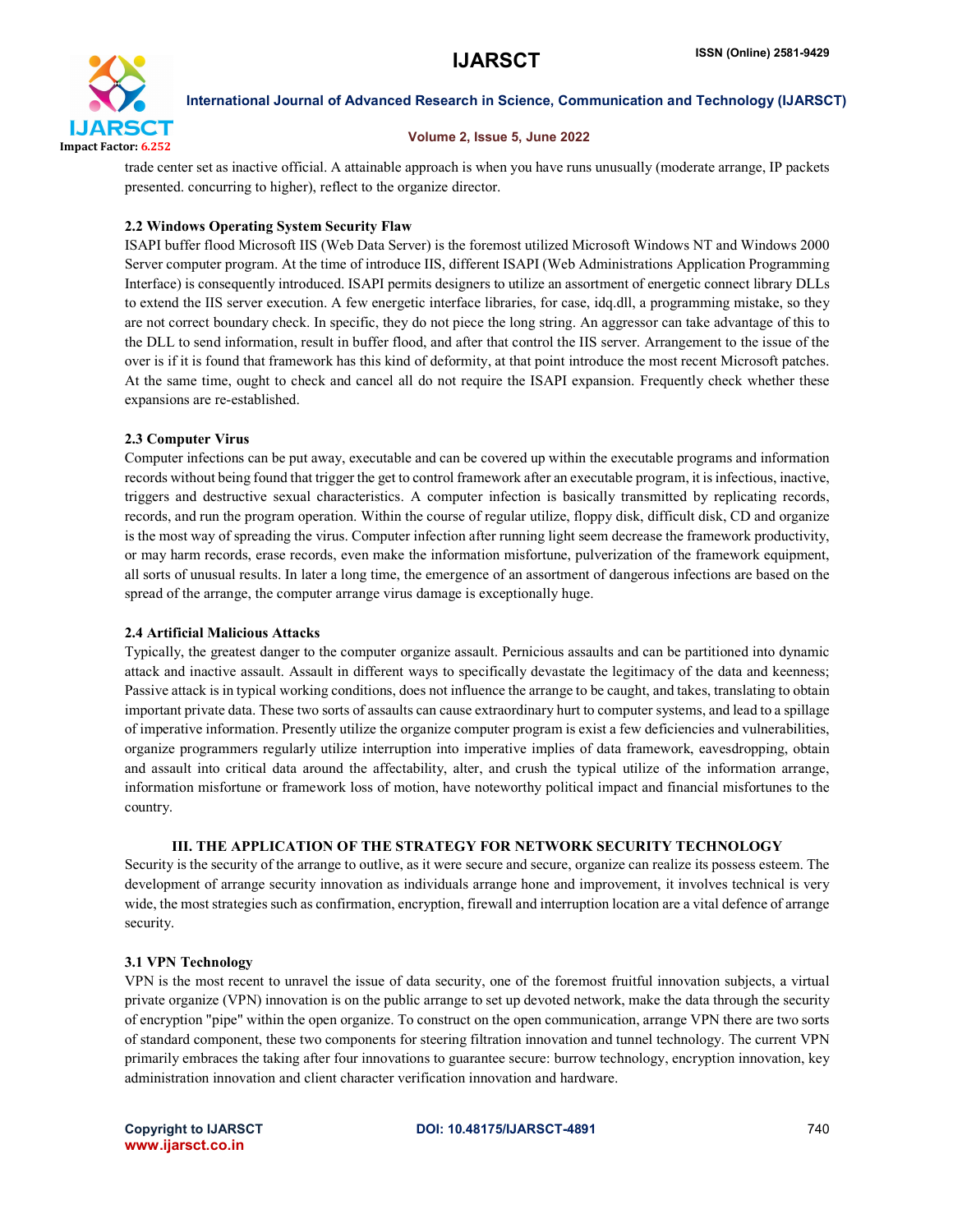trade center set as inactive official. A attainable approach is when you have runs unusually (moderate arrange, IP packets presented. concurring to higher), reflect to the organize director.

### 2.2 Windows Operating System Security Flaw

ISAPI buffer flood Microsoft IIS (Web Data Server) is the foremost utilized Microsoft Windows NT and Windows 2000 Server computer program. At the time of introduce IIS, different ISAPI (Web Administrations Application Programming Interface) is consequently introduced. ISAPI permits designers to utilize an assortment of energetic connect library DLLs to extend the IIS server execution. A few energetic interface libraries, for case, idq.dll, a programming mistake, so they are not correct boundary check. In specific, they do not piece the long string. An aggressor can take advantage of this to the DLL to send information, result in buffer flood, and after that control the IIS server. Arrangement to the issue of the over is if it is found that framework has this kind of deformity, at that point introduce the most recent Microsoft patches. At the same time, ought to check and cancel all do not require the ISAPI expansion. Frequently check whether these expansions are re-established.

### 2.3 Computer Virus

Computer infections can be put away, executable and can be covered up within the executable programs and information records without being found that trigger the get to control framework after an executable program, it is infectious, inactive, triggers and destructive sexual characteristics. A computer infection is basically transmitted by replicating records, records, and run the program operation. Within the course of regular utilize, floppy disk, difficult disk, CD and organize is the most way of spreading the virus. Computer infection after running light seem decrease the framework productivity, or may harm records, erase records, even make the information misfortune, pulverization of the framework equipment, all sorts of unusual results. In later a long time, the emergence of an assortment of dangerous infections are based on the spread of the arrange, the computer arrange virus damage is exceptionally huge.

### 2.4 Artificial Malicious Attacks

Typically, the greatest danger to the computer organize assault. Pernicious assaults and can be partitioned into dynamic attack and inactive assault. Assault in different ways to specifically devastate the legitimacy of the data and keenness; Passive attack is in typical working conditions, does not influence the arrange to be caught, and takes, translating to obtain important private data. These two sorts of assaults can cause extraordinary hurt to computer systems, and lead to a spillage of imperative information. Presently utilize the organize computer program is exist a few deficiencies and vulnerabilities, organize programmers regularly utilize interruption into imperative implies of data framework, eavesdropping, obtain and assault into critical data around the affectability, alter, and crush the typical utilize of the information arrange, information misfortune or framework loss of motion, have noteworthy political impact and financial misfortunes to the country.

## III. THE APPLICATION OF THE STRATEGY FOR NETWORK SECURITY TECHNOLOGY

Security is the security of the arrange to outlive, as it were secure and secure, organize can realize its possess esteem. The development of arrange security innovation as individuals arrange hone and improvement, it involves technical is very wide, the most strategies such as confirmation, encryption, firewall and interruption location are a vital defence of arrange security.

### 3.1 VPN Technology

VPN is the most recent to unravel the issue of data security, one of the foremost fruitful innovation subjects, a virtual private organize (VPN) innovation is on the public arrange to set up devoted network, make the data through the security of encryption "pipe" within the open organize. To construct on the open communication, arrange VPN there are two sorts of standard component, these two components for steering filtration innovation and tunnel technology. The current VPN primarily embraces the taking after four innovations to guarantee secure: burrow technology, encryption innovation, key administration innovation and client character verification innovation and hardware.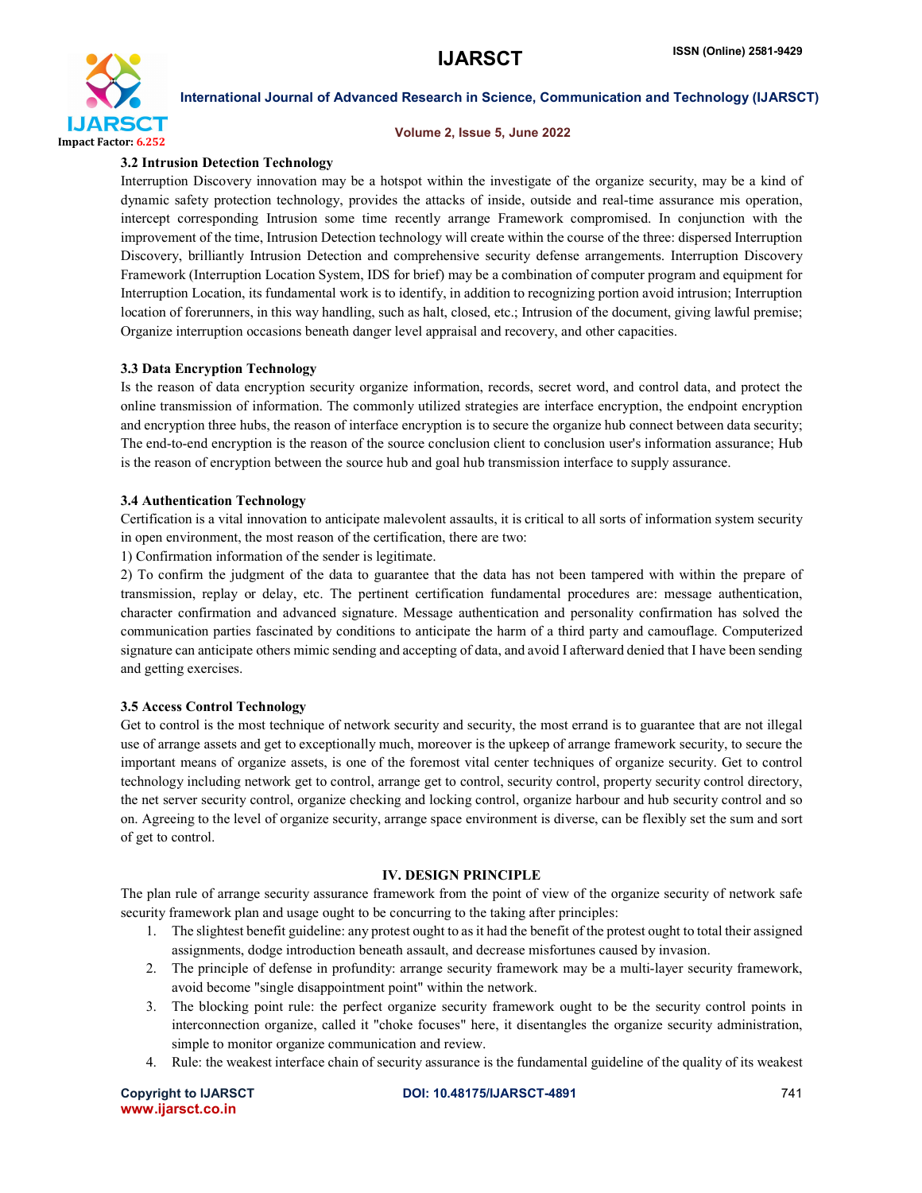### 3.2 Intrusion Detection Technology

Interruption Discovery innovation may be a hotspot within the investigate of the organize security, may be a kind of dynamic safety protection technology, provides the attacks of inside, outside and real-time assurance mis operation, intercept corresponding Intrusion some time recently arrange Framework compromised. In conjunction with the improvement of the time, Intrusion Detection technology will create within the course of the three: dispersed Interruption Discovery, brilliantly Intrusion Detection and comprehensive security defense arrangements. Interruption Discovery Framework (Interruption Location System, IDS for brief) may be a combination of computer program and equipment for Interruption Location, its fundamental work is to identify, in addition to recognizing portion avoid intrusion; Interruption location of forerunners, in this way handling, such as halt, closed, etc.; Intrusion of the document, giving lawful premise; Organize interruption occasions beneath danger level appraisal and recovery, and other capacities.

### 3.3 Data Encryption Technology

Is the reason of data encryption security organize information, records, secret word, and control data, and protect the online transmission of information. The commonly utilized strategies are interface encryption, the endpoint encryption and encryption three hubs, the reason of interface encryption is to secure the organize hub connect between data security; The end-to-end encryption is the reason of the source conclusion client to conclusion user's information assurance; Hub is the reason of encryption between the source hub and goal hub transmission interface to supply assurance.

### 3.4 Authentication Technology

Certification is a vital innovation to anticipate malevolent assaults, it is critical to all sorts of information system security in open environment, the most reason of the certification, there are two:

1) Confirmation information of the sender is legitimate.

2) To confirm the judgment of the data to guarantee that the data has not been tampered with within the prepare of transmission, replay or delay, etc. The pertinent certification fundamental procedures are: message authentication, character confirmation and advanced signature. Message authentication and personality confirmation has solved the communication parties fascinated by conditions to anticipate the harm of a third party and camouflage. Computerized signature can anticipate others mimic sending and accepting of data, and avoid I afterward denied that I have been sending and getting exercises.

### 3.5 Access Control Technology

Get to control is the most technique of network security and security, the most errand is to guarantee that are not illegal use of arrange assets and get to exceptionally much, moreover is the upkeep of arrange framework security, to secure the important means of organize assets, is one of the foremost vital center techniques of organize security. Get to control technology including network get to control, arrange get to control, security control, property security control directory, the net server security control, organize checking and locking control, organize harbour and hub security control and so on. Agreeing to the level of organize security, arrange space environment is diverse, can be flexibly set the sum and sort of get to control.

## IV. DESIGN PRINCIPLE

The plan rule of arrange security assurance framework from the point of view of the organize security of network safe security framework plan and usage ought to be concurring to the taking after principles:

1. The slightest benefit guideline: any protest ought to as it had the benefit of the protest ought to total their assigned assignments, dodge introduction beneath assault, and decrease misfortunes caused by invasion.
2. The principle of defense in profundity: arrange security framework may be a multi-layer security framework, avoid become "single disappointment point" within the network.
3. The blocking point rule: the perfect organize security framework ought to be the security control points in interconnection organize, called it "choke focuses" here, it disentangles the organize security administration, simple to monitor organize communication and review.
4. Rule: the weakest interface chain of security assurance is the fundamental guideline of the quality of its weakest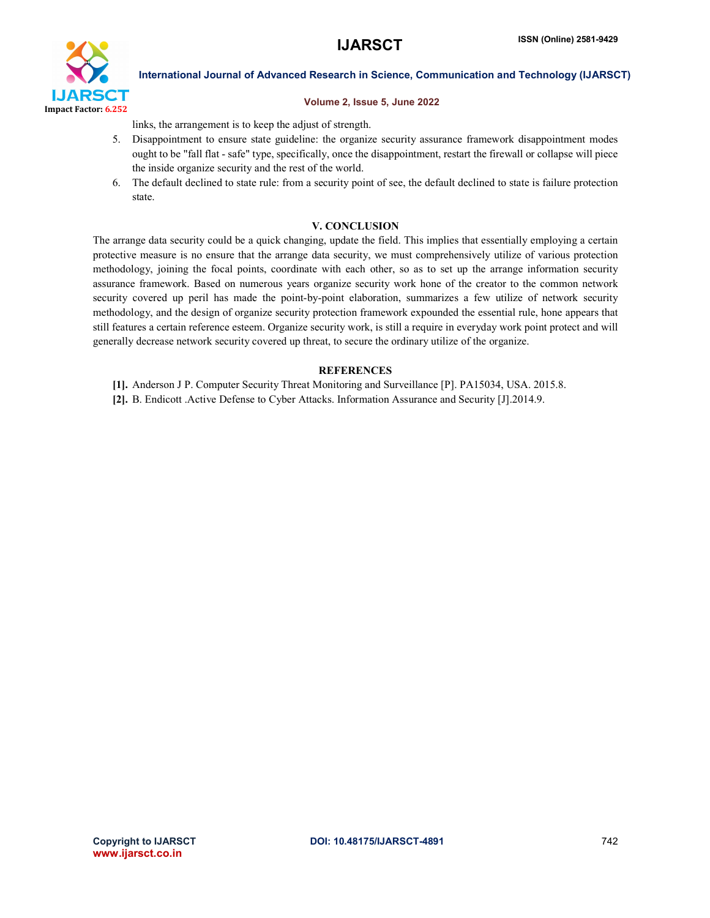links, the arrangement is to keep the adjust of strength.

5. Disappointment to ensure state guideline: the organize security assurance framework disappointment modes ought to be "fall flat - safe" type, specifically, once the disappointment, restart the firewall or collapse will piece the inside organize security and the rest of the world.
6. The default declined to state rule: from a security point of see, the default declined to state is failure protection state.

## V. CONCLUSION

The arrange data security could be a quick changing, update the field. This implies that essentially employing a certain protective measure is no ensure that the arrange data security, we must comprehensively utilize of various protection methodology, joining the focal points, coordinate with each other, so as to set up the arrange information security assurance framework. Based on numerous years organize security work hone of the creator to the common network security covered up peril has made the point-by-point elaboration, summarizes a few utilize of network security methodology, and the design of organize security protection framework expounded the essential rule, hone appears that still features a certain reference esteem. Organize security work, is still a require in everyday work point protect and will generally decrease network security covered up threat, to secure the ordinary utilize of the organize.

## REFERENCES

**[1].** Anderson J P. Computer Security Threat Monitoring and Surveillance [P]. PA15034, USA. 2015.8.

**[2].** B. Endicott .Active Defense to Cyber Attacks. Information Assurance and Security [J].2014.9.